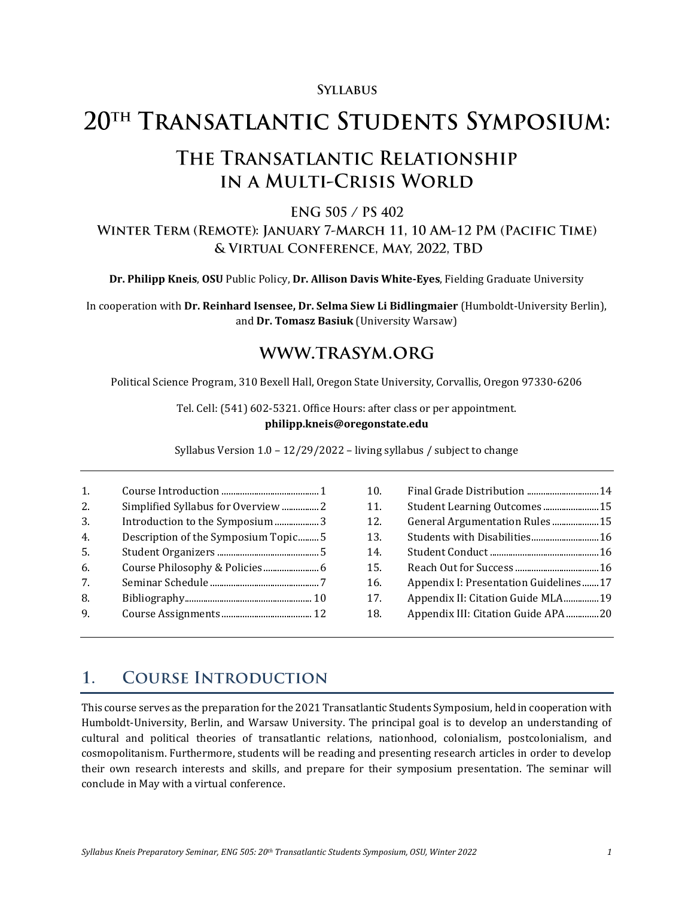**Syllabus**

# 20th Transatlantic Students Symposium:

## The Transatlantic Relationship in a Multi-Crisis World

### ENG 505 / PS 402

### Winter Term (Remote): January 7-March 11, 10 AM-12 PM (Pacific Time) & Virtual Conference, May, 2022, TBD

**Dr. Philipp Kneis**, **OSU** Public Policy, **Dr. Allison Davis White-Eyes**, Fielding Graduate University

In cooperation with **Dr. Reinhard Isensee, Dr. Selma Siew Li Bidlingmaier** (Humboldt-University Berlin), and **Dr. Tomasz Basiuk** (University Warsaw)

## WWW.TRASYM.ORG

Political Science Program, 310 Bexell Hall, Oregon State University, Corvallis, Oregon 97330-6206

Tel. Cell: (541) 602-5321. Office Hours: after class or per appointment.
**philipp.kneis@oregonstate.edu**

Syllabus Version 1.0 – 12/29/2022 – living syllabus / subject to change

1. Course Introduction ... 1
2. Simplified Syllabus for Overview ... 2
3. Introduction to the Symposium ... 3
4. Description of the Symposium Topic ... 5
5. Student Organizers ... 5
6. Course Philosophy & Policies ... 6
7. Seminar Schedule ... 7
8. Bibliography ... 10
9. Course Assignments ... 12
10. Final Grade Distribution ... 14
11. Student Learning Outcomes ... 15
12. General Argumentation Rules ... 15
13. Students with Disabilities ... 16
14. Student Conduct ... 16
15. Reach Out for Success ... 16
16. Appendix I: Presentation Guidelines ... 17
17. Appendix II: Citation Guide MLA ... 19
18. Appendix III: Citation Guide APA ... 20

## 1. Course Introduction

This course serves as the preparation for the 2021 Transatlantic Students Symposium, held in cooperation with Humboldt-University, Berlin, and Warsaw University. The principal goal is to develop an understanding of cultural and political theories of transatlantic relations, nationhood, colonialism, postcolonialism, and cosmopolitanism. Furthermore, students will be reading and presenting research articles in order to develop their own research interests and skills, and prepare for their symposium presentation. The seminar will conclude in May with a virtual conference.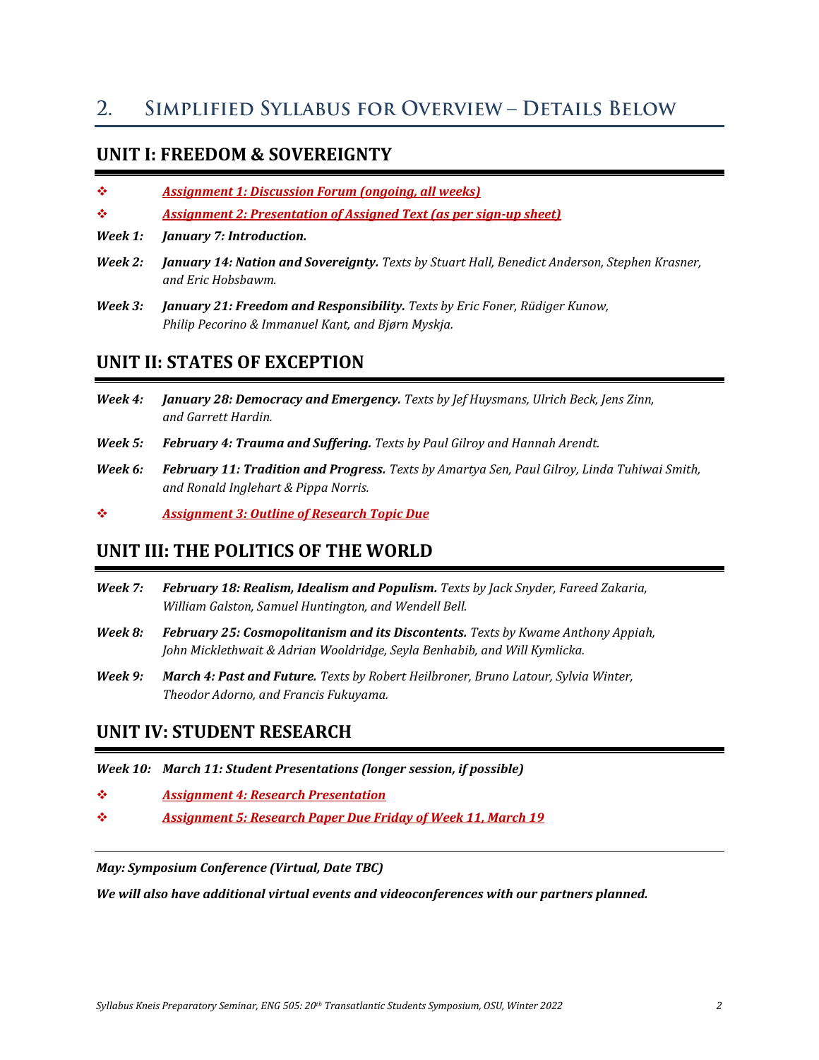## 2. Simplified Syllabus for Overview – Details Below

### UNIT I: FREEDOM & SOVEREIGNTY

- ***Assignment 1: Discussion Forum (ongoing, all weeks)***
- ***Assignment 2: Presentation of Assigned Text (as per sign-up sheet)***

***Week 1:*** ***January 7: Introduction.***

***Week 2:*** ***January 14: Nation and Sovereignty.*** *Texts by Stuart Hall, Benedict Anderson, Stephen Krasner, and Eric Hobsbawm.*

***Week 3:*** ***January 21: Freedom and Responsibility.*** *Texts by Eric Foner, Rüdiger Kunow, Philip Pecorino & Immanuel Kant, and Bjørn Myskja.*

### UNIT II: STATES OF EXCEPTION

***Week 4:*** ***January 28: Democracy and Emergency.*** *Texts by Jef Huysmans, Ulrich Beck, Jens Zinn, and Garrett Hardin.*

***Week 5:*** ***February 4: Trauma and Suffering.*** *Texts by Paul Gilroy and Hannah Arendt.*

***Week 6:*** ***February 11: Tradition and Progress.*** *Texts by Amartya Sen, Paul Gilroy, Linda Tuhiwai Smith, and Ronald Inglehart & Pippa Norris.*

- ***Assignment 3: Outline of Research Topic Due***

### UNIT III: THE POLITICS OF THE WORLD

***Week 7:*** ***February 18: Realism, Idealism and Populism.*** *Texts by Jack Snyder, Fareed Zakaria, William Galston, Samuel Huntington, and Wendell Bell.*

***Week 8:*** ***February 25: Cosmopolitanism and its Discontents.*** *Texts by Kwame Anthony Appiah, John Micklethwait & Adrian Wooldridge, Seyla Benhabib, and Will Kymlicka.*

***Week 9:*** ***March 4: Past and Future.*** *Texts by Robert Heilbroner, Bruno Latour, Sylvia Winter, Theodor Adorno, and Francis Fukuyama.*

### UNIT IV: STUDENT RESEARCH

***Week 10:*** ***March 11: Student Presentations (longer session, if possible)***

- ***Assignment 4: Research Presentation***
- ***Assignment 5: Research Paper Due Friday of Week 11, March 19***

---

***May: Symposium Conference (Virtual, Date TBC)***

***We will also have additional virtual events and videoconferences with our partners planned.***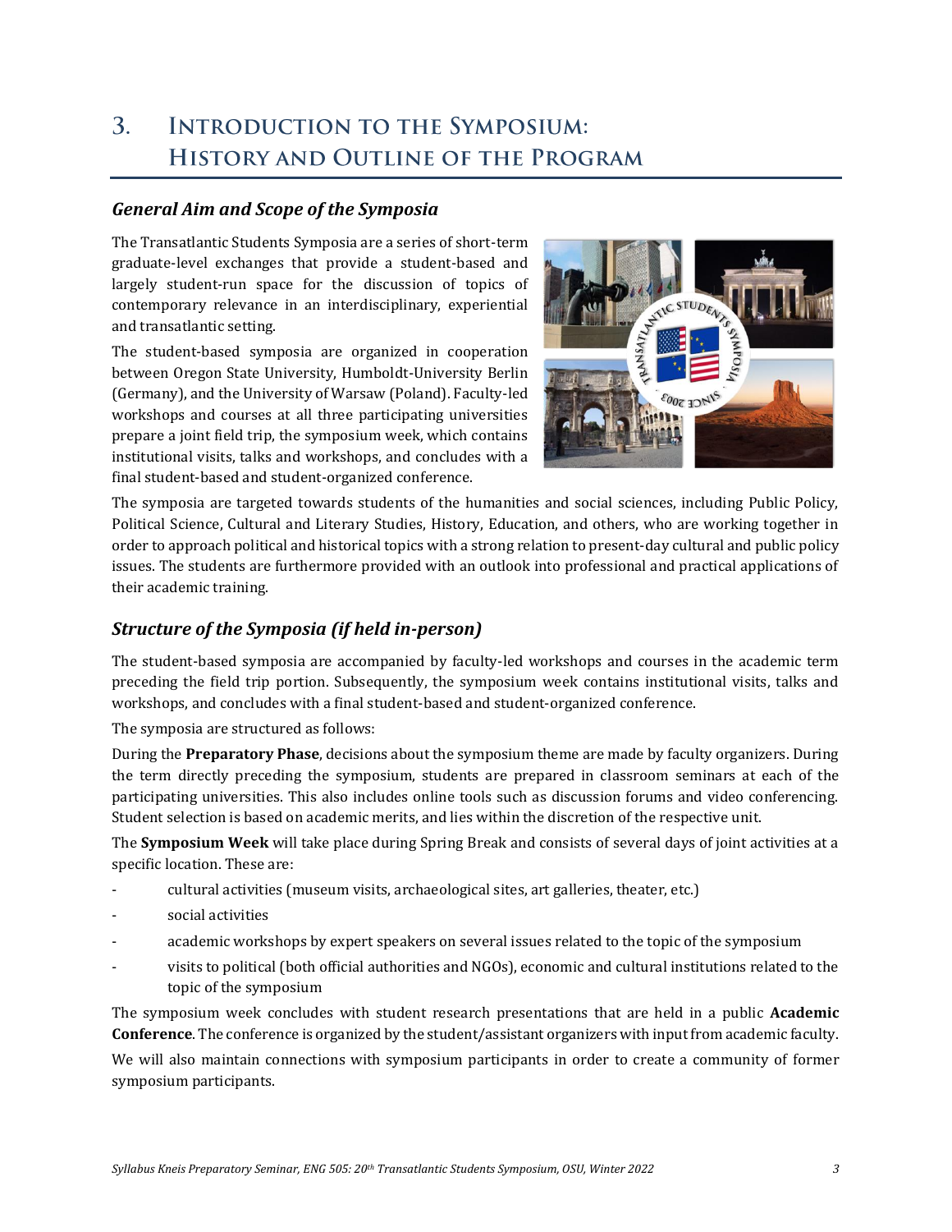# 3. Introduction to the Symposium: History and Outline of the Program

## *General Aim and Scope of the Symposia*

The Transatlantic Students Symposia are a series of short-term graduate-level exchanges that provide a student-based and largely student-run space for the discussion of topics of contemporary relevance in an interdisciplinary, experiential and transatlantic setting.

The student-based symposia are organized in cooperation between Oregon State University, Humboldt-University Berlin (Germany), and the University of Warsaw (Poland). Faculty-led workshops and courses at all three participating universities prepare a joint field trip, the symposium week, which contains institutional visits, talks and workshops, and concludes with a final student-based and student-organized conference.

The symposia are targeted towards students of the humanities and social sciences, including Public Policy, Political Science, Cultural and Literary Studies, History, Education, and others, who are working together in order to approach political and historical topics with a strong relation to present-day cultural and public policy issues. The students are furthermore provided with an outlook into professional and practical applications of their academic training.

## *Structure of the Symposia (if held in-person)*

The student-based symposia are accompanied by faculty-led workshops and courses in the academic term preceding the field trip portion. Subsequently, the symposium week contains institutional visits, talks and workshops, and concludes with a final student-based and student-organized conference.

The symposia are structured as follows:

During the **Preparatory Phase**, decisions about the symposium theme are made by faculty organizers. During the term directly preceding the symposium, students are prepared in classroom seminars at each of the participating universities. This also includes online tools such as discussion forums and video conferencing. Student selection is based on academic merits, and lies within the discretion of the respective unit.

The **Symposium Week** will take place during Spring Break and consists of several days of joint activities at a specific location. These are:

- cultural activities (museum visits, archaeological sites, art galleries, theater, etc.)
- social activities
- academic workshops by expert speakers on several issues related to the topic of the symposium
- visits to political (both official authorities and NGOs), economic and cultural institutions related to the topic of the symposium

The symposium week concludes with student research presentations that are held in a public **Academic Conference**. The conference is organized by the student/assistant organizers with input from academic faculty.

We will also maintain connections with symposium participants in order to create a community of former symposium participants.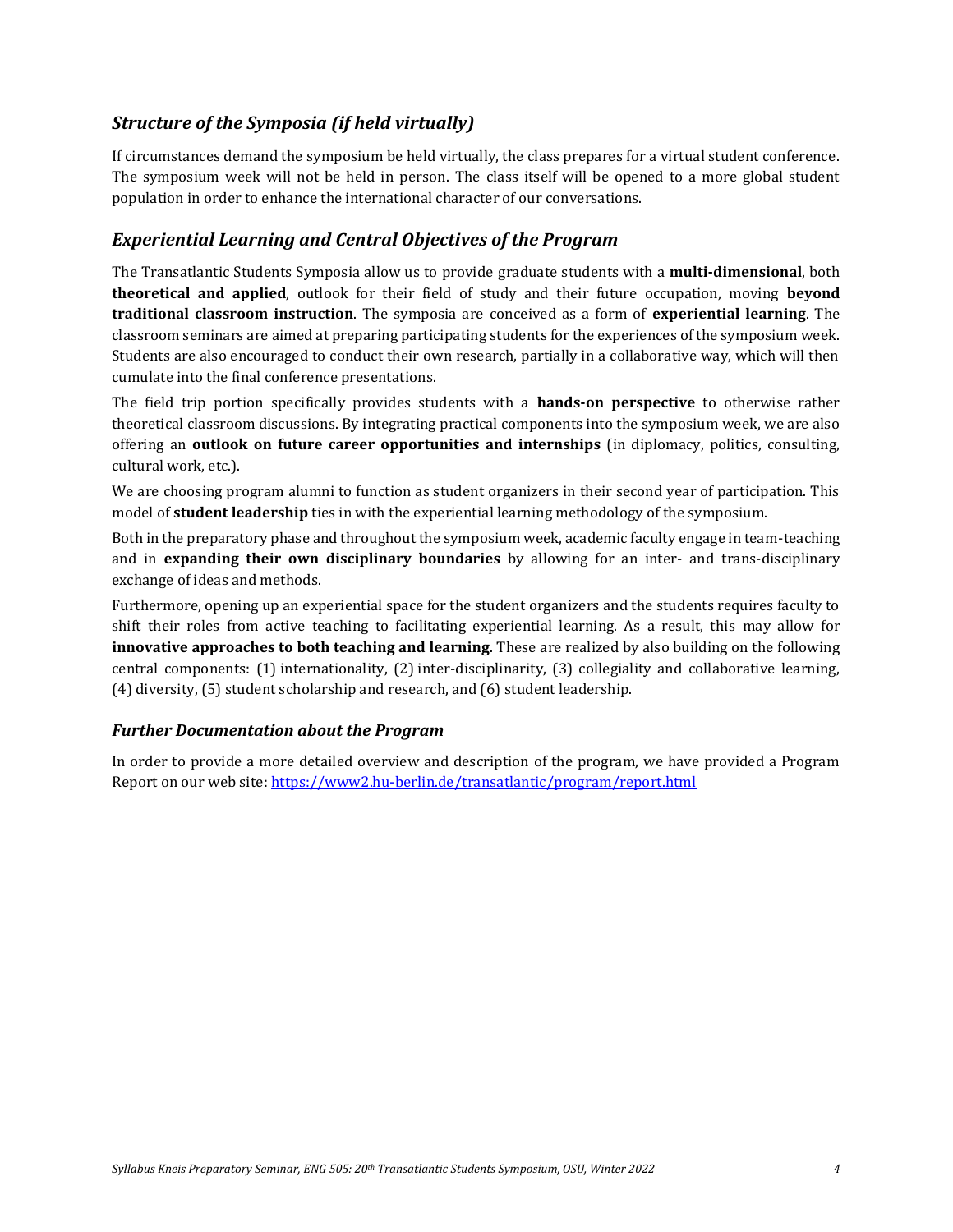## *Structure of the Symposia (if held virtually)*

If circumstances demand the symposium be held virtually, the class prepares for a virtual student conference. The symposium week will not be held in person. The class itself will be opened to a more global student population in order to enhance the international character of our conversations.

## *Experiential Learning and Central Objectives of the Program*

The Transatlantic Students Symposia allow us to provide graduate students with a **multi-dimensional**, both **theoretical and applied**, outlook for their field of study and their future occupation, moving **beyond traditional classroom instruction**. The symposia are conceived as a form of **experiential learning**. The classroom seminars are aimed at preparing participating students for the experiences of the symposium week. Students are also encouraged to conduct their own research, partially in a collaborative way, which will then cumulate into the final conference presentations.

The field trip portion specifically provides students with a **hands-on perspective** to otherwise rather theoretical classroom discussions. By integrating practical components into the symposium week, we are also offering an **outlook on future career opportunities and internships** (in diplomacy, politics, consulting, cultural work, etc.).

We are choosing program alumni to function as student organizers in their second year of participation. This model of **student leadership** ties in with the experiential learning methodology of the symposium.

Both in the preparatory phase and throughout the symposium week, academic faculty engage in team-teaching and in **expanding their own disciplinary boundaries** by allowing for an inter- and trans-disciplinary exchange of ideas and methods.

Furthermore, opening up an experiential space for the student organizers and the students requires faculty to shift their roles from active teaching to facilitating experiential learning. As a result, this may allow for **innovative approaches to both teaching and learning**. These are realized by also building on the following central components: (1) internationality, (2) inter-disciplinarity, (3) collegiality and collaborative learning, (4) diversity, (5) student scholarship and research, and (6) student leadership.

## *Further Documentation about the Program*

In order to provide a more detailed overview and description of the program, we have provided a Program Report on our web site: https://www2.hu-berlin.de/transatlantic/program/report.html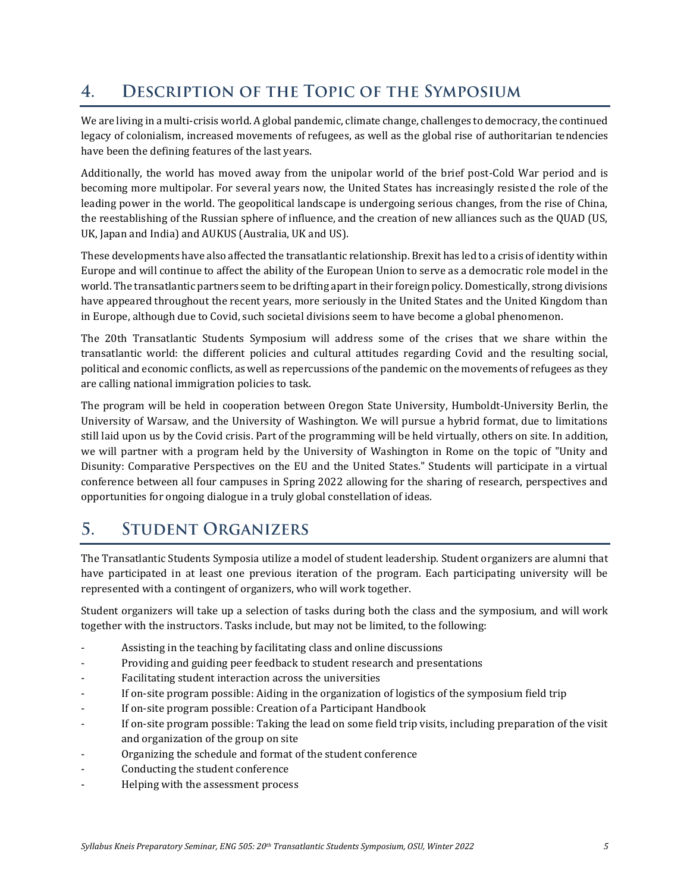## 4. Description of the Topic of the Symposium

We are living in a multi-crisis world. A global pandemic, climate change, challenges to democracy, the continued legacy of colonialism, increased movements of refugees, as well as the global rise of authoritarian tendencies have been the defining features of the last years.

Additionally, the world has moved away from the unipolar world of the brief post-Cold War period and is becoming more multipolar. For several years now, the United States has increasingly resisted the role of the leading power in the world. The geopolitical landscape is undergoing serious changes, from the rise of China, the reestablishing of the Russian sphere of influence, and the creation of new alliances such as the QUAD (US, UK, Japan and India) and AUKUS (Australia, UK and US).

These developments have also affected the transatlantic relationship. Brexit has led to a crisis of identity within Europe and will continue to affect the ability of the European Union to serve as a democratic role model in the world. The transatlantic partners seem to be drifting apart in their foreign policy. Domestically, strong divisions have appeared throughout the recent years, more seriously in the United States and the United Kingdom than in Europe, although due to Covid, such societal divisions seem to have become a global phenomenon.

The 20th Transatlantic Students Symposium will address some of the crises that we share within the transatlantic world: the different policies and cultural attitudes regarding Covid and the resulting social, political and economic conflicts, as well as repercussions of the pandemic on the movements of refugees as they are calling national immigration policies to task.

The program will be held in cooperation between Oregon State University, Humboldt-University Berlin, the University of Warsaw, and the University of Washington. We will pursue a hybrid format, due to limitations still laid upon us by the Covid crisis. Part of the programming will be held virtually, others on site. In addition, we will partner with a program held by the University of Washington in Rome on the topic of "Unity and Disunity: Comparative Perspectives on the EU and the United States." Students will participate in a virtual conference between all four campuses in Spring 2022 allowing for the sharing of research, perspectives and opportunities for ongoing dialogue in a truly global constellation of ideas.

## 5. Student Organizers

The Transatlantic Students Symposia utilize a model of student leadership. Student organizers are alumni that have participated in at least one previous iteration of the program. Each participating university will be represented with a contingent of organizers, who will work together.

Student organizers will take up a selection of tasks during both the class and the symposium, and will work together with the instructors. Tasks include, but may not be limited, to the following:

- Assisting in the teaching by facilitating class and online discussions
- Providing and guiding peer feedback to student research and presentations
- Facilitating student interaction across the universities
- If on-site program possible: Aiding in the organization of logistics of the symposium field trip
- If on-site program possible: Creation of a Participant Handbook
- If on-site program possible: Taking the lead on some field trip visits, including preparation of the visit and organization of the group on site
- Organizing the schedule and format of the student conference
- Conducting the student conference
- Helping with the assessment process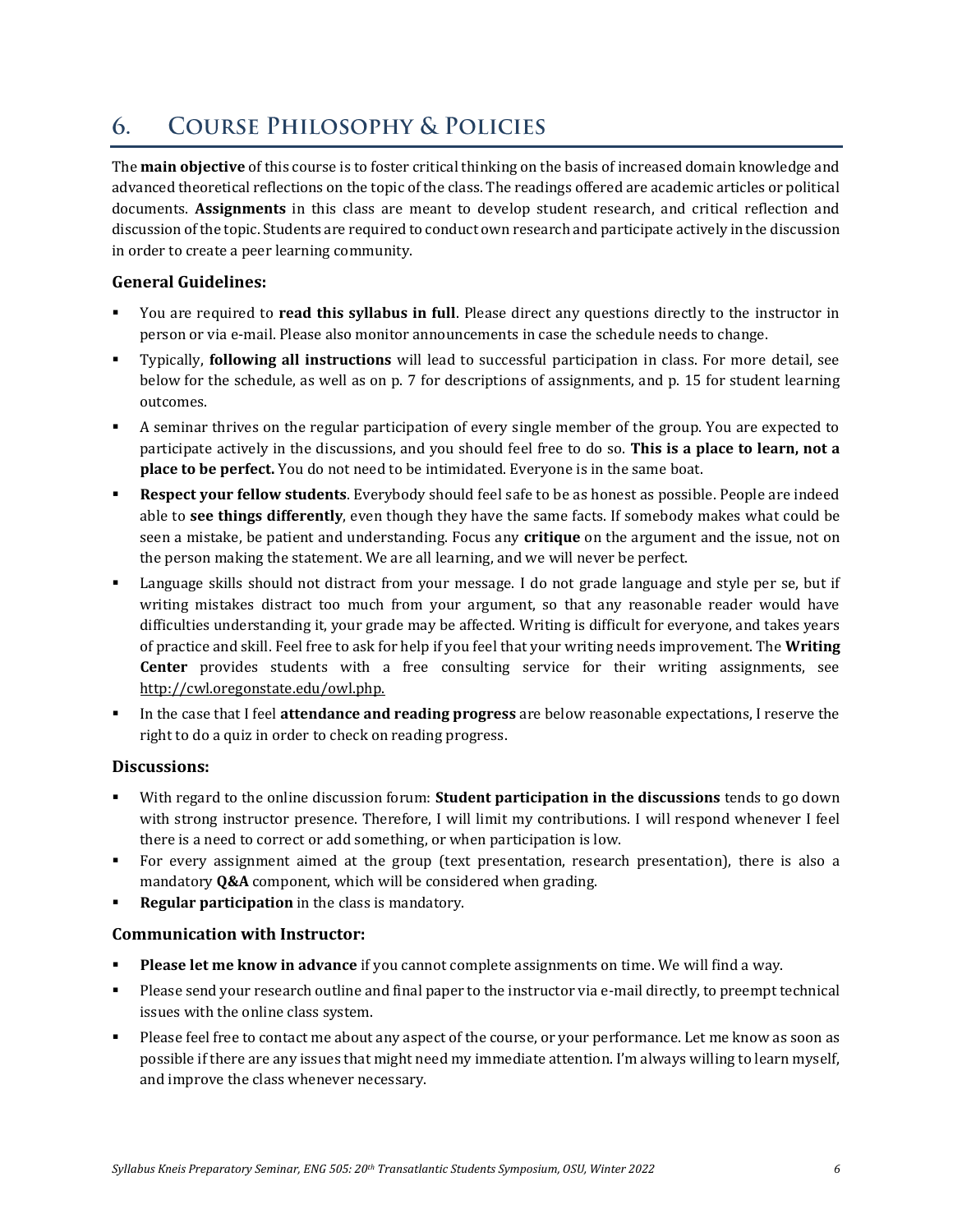## 6. Course Philosophy & Policies

The **main objective** of this course is to foster critical thinking on the basis of increased domain knowledge and advanced theoretical reflections on the topic of the class. The readings offered are academic articles or political documents. **Assignments** in this class are meant to develop student research, and critical reflection and discussion of the topic. Students are required to conduct own research and participate actively in the discussion in order to create a peer learning community.

### General Guidelines:

- You are required to **read this syllabus in full**. Please direct any questions directly to the instructor in person or via e-mail. Please also monitor announcements in case the schedule needs to change.
- Typically, **following all instructions** will lead to successful participation in class. For more detail, see below for the schedule, as well as on p. 7 for descriptions of assignments, and p. 15 for student learning outcomes.
- A seminar thrives on the regular participation of every single member of the group. You are expected to participate actively in the discussions, and you should feel free to do so. **This is a place to learn, not a place to be perfect.** You do not need to be intimidated. Everyone is in the same boat.
- **Respect your fellow students**. Everybody should feel safe to be as honest as possible. People are indeed able to **see things differently**, even though they have the same facts. If somebody makes what could be seen a mistake, be patient and understanding. Focus any **critique** on the argument and the issue, not on the person making the statement. We are all learning, and we will never be perfect.
- Language skills should not distract from your message. I do not grade language and style per se, but if writing mistakes distract too much from your argument, so that any reasonable reader would have difficulties understanding it, your grade may be affected. Writing is difficult for everyone, and takes years of practice and skill. Feel free to ask for help if you feel that your writing needs improvement. The **Writing Center** provides students with a free consulting service for their writing assignments, see http://cwl.oregonstate.edu/owl.php.
- In the case that I feel **attendance and reading progress** are below reasonable expectations, I reserve the right to do a quiz in order to check on reading progress.

### Discussions:

- With regard to the online discussion forum: **Student participation in the discussions** tends to go down with strong instructor presence. Therefore, I will limit my contributions. I will respond whenever I feel there is a need to correct or add something, or when participation is low.
- For every assignment aimed at the group (text presentation, research presentation), there is also a mandatory **Q&A** component, which will be considered when grading.
- **Regular participation** in the class is mandatory.

### Communication with Instructor:

- **Please let me know in advance** if you cannot complete assignments on time. We will find a way.
- Please send your research outline and final paper to the instructor via e-mail directly, to preempt technical issues with the online class system.
- Please feel free to contact me about any aspect of the course, or your performance. Let me know as soon as possible if there are any issues that might need my immediate attention. I'm always willing to learn myself, and improve the class whenever necessary.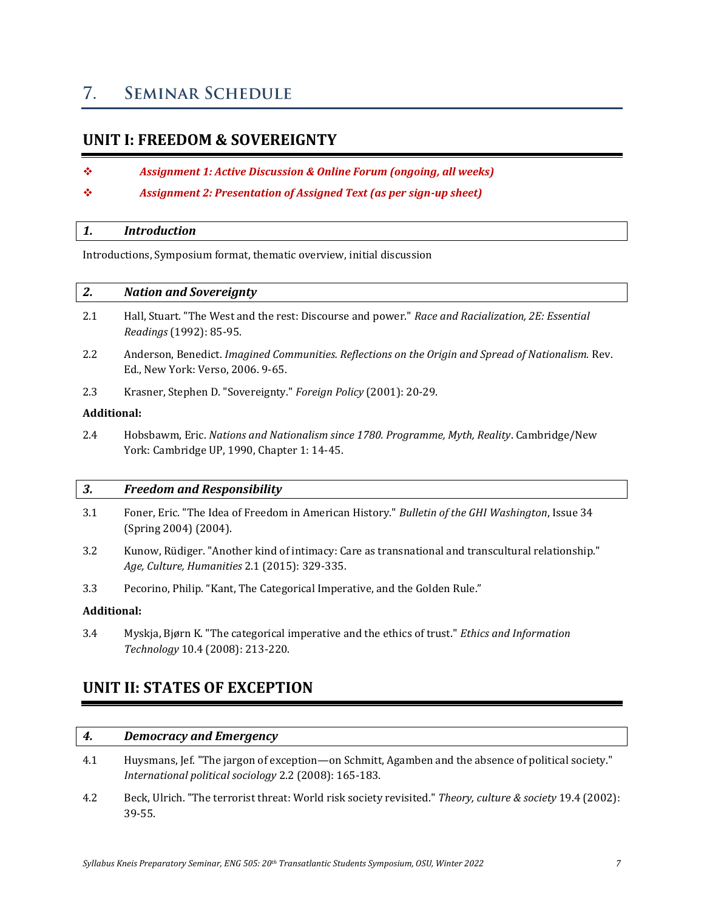# 7. Seminar Schedule

## UNIT I: FREEDOM & SOVEREIGNTY

- ❖ ***Assignment 1: Active Discussion & Online Forum (ongoing, all weeks)***
- ❖ ***Assignment 2: Presentation of Assigned Text (as per sign-up sheet)***

### *1. Introduction*

Introductions, Symposium format, thematic overview, initial discussion

### *2. Nation and Sovereignty*

2.1 Hall, Stuart. "The West and the rest: Discourse and power." *Race and Racialization, 2E: Essential Readings* (1992): 85-95.

2.2 Anderson, Benedict. *Imagined Communities. Reflections on the Origin and Spread of Nationalism.* Rev. Ed., New York: Verso, 2006. 9-65.

2.3 Krasner, Stephen D. "Sovereignty." *Foreign Policy* (2001): 20-29.

**Additional:**

2.4 Hobsbawm, Eric. *Nations and Nationalism since 1780. Programme, Myth, Reality*. Cambridge/New York: Cambridge UP, 1990, Chapter 1: 14-45.

### *3. Freedom and Responsibility*

3.1 Foner, Eric. "The Idea of Freedom in American History." *Bulletin of the GHI Washington*, Issue 34 (Spring 2004) (2004).

3.2 Kunow, Rüdiger. "Another kind of intimacy: Care as transnational and transcultural relationship." *Age, Culture, Humanities* 2.1 (2015): 329-335.

3.3 Pecorino, Philip. "Kant, The Categorical Imperative, and the Golden Rule."

**Additional:**

3.4 Myskja, Bjørn K. "The categorical imperative and the ethics of trust." *Ethics and Information Technology* 10.4 (2008): 213-220.

## UNIT II: STATES OF EXCEPTION

### *4. Democracy and Emergency*

4.1 Huysmans, Jef. "The jargon of exception—on Schmitt, Agamben and the absence of political society." *International political sociology* 2.2 (2008): 165-183.

4.2 Beck, Ulrich. "The terrorist threat: World risk society revisited." *Theory, culture & society* 19.4 (2002): 39-55.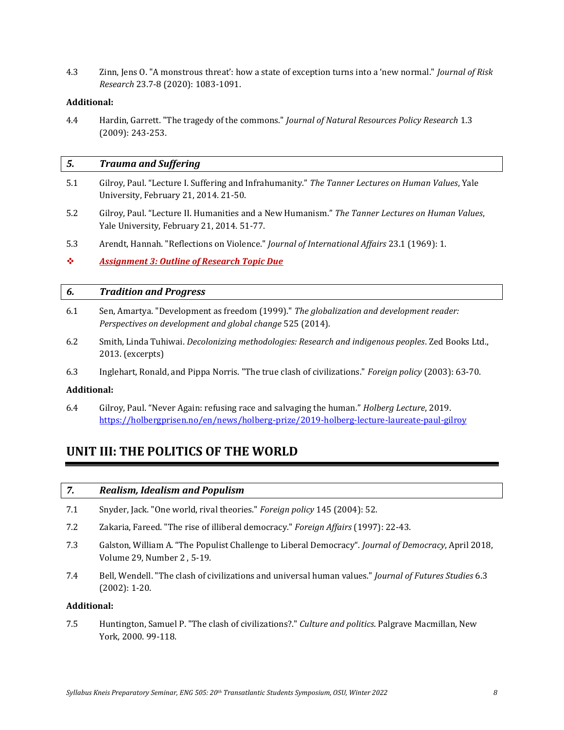4.3 Zinn, Jens O. "A monstrous threat': how a state of exception turns into a 'new normal." *Journal of Risk Research* 23.7-8 (2020): 1083-1091.

**Additional:**

4.4 Hardin, Garrett. "The tragedy of the commons." *Journal of Natural Resources Policy Research* 1.3 (2009): 243-253.

### *5. Trauma and Suffering*

5.1 Gilroy, Paul. "Lecture I. Suffering and Infrahumanity." *The Tanner Lectures on Human Values*, Yale University, February 21, 2014. 21-50.

5.2 Gilroy, Paul. "Lecture II. Humanities and a New Humanism." *The Tanner Lectures on Human Values*, Yale University, February 21, 2014. 51-77.

5.3 Arendt, Hannah. "Reflections on Violence." *Journal of International Affairs* 23.1 (1969): 1.

❖ ***Assignment 3: Outline of Research Topic Due***

### *6. Tradition and Progress*

6.1 Sen, Amartya. "Development as freedom (1999)." *The globalization and development reader: Perspectives on development and global change* 525 (2014).

6.2 Smith, Linda Tuhiwai. *Decolonizing methodologies: Research and indigenous peoples*. Zed Books Ltd., 2013. (excerpts)

6.3 Inglehart, Ronald, and Pippa Norris. "The true clash of civilizations." *Foreign policy* (2003): 63-70.

**Additional:**

6.4 Gilroy, Paul. "Never Again: refusing race and salvaging the human." *Holberg Lecture*, 2019. https://holbergprisen.no/en/news/holberg-prize/2019-holberg-lecture-laureate-paul-gilroy

## UNIT III: THE POLITICS OF THE WORLD

### *7. Realism, Idealism and Populism*

7.1 Snyder, Jack. "One world, rival theories." *Foreign policy* 145 (2004): 52.

7.2 Zakaria, Fareed. "The rise of illiberal democracy." *Foreign Affairs* (1997): 22-43.

7.3 Galston, William A. "The Populist Challenge to Liberal Democracy". *Journal of Democracy*, April 2018, Volume 29, Number 2 , 5-19.

7.4 Bell, Wendell. "The clash of civilizations and universal human values." *Journal of Futures Studies* 6.3 (2002): 1-20.

**Additional:**

7.5 Huntington, Samuel P. "The clash of civilizations?." *Culture and politics*. Palgrave Macmillan, New York, 2000. 99-118.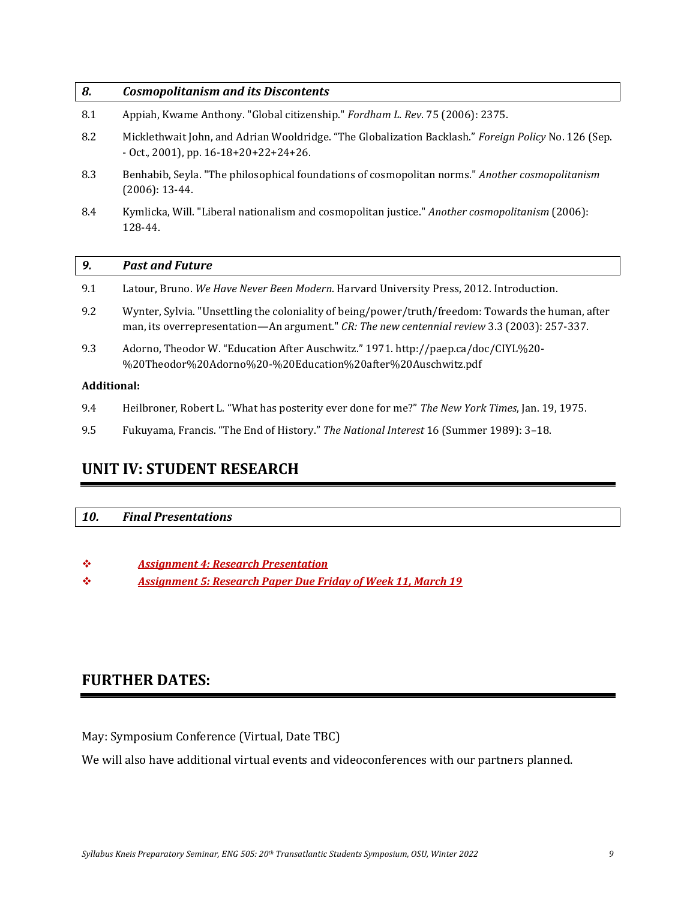### *8. Cosmopolitanism and its Discontents*

8.1 Appiah, Kwame Anthony. "Global citizenship." *Fordham L. Rev*. 75 (2006): 2375.

8.2 Micklethwait John, and Adrian Wooldridge. "The Globalization Backlash." *Foreign Policy* No. 126 (Sep. - Oct., 2001), pp. 16-18+20+22+24+26.

8.3 Benhabib, Seyla. "The philosophical foundations of cosmopolitan norms." *Another cosmopolitanism* (2006): 13-44.

8.4 Kymlicka, Will. "Liberal nationalism and cosmopolitan justice." *Another cosmopolitanism* (2006): 128-44.

### *9. Past and Future*

9.1 Latour, Bruno. *We Have Never Been Modern*. Harvard University Press, 2012. Introduction.

9.2 Wynter, Sylvia. "Unsettling the coloniality of being/power/truth/freedom: Towards the human, after man, its overrepresentation—An argument." *CR: The new centennial review* 3.3 (2003): 257-337.

9.3 Adorno, Theodor W. "Education After Auschwitz." 1971. http://paep.ca/doc/CIYL%20-%20Theodor%20Adorno%20-%20Education%20after%20Auschwitz.pdf

**Additional:**

9.4 Heilbroner, Robert L. "What has posterity ever done for me?" *The New York Times*, Jan. 19, 1975.

9.5 Fukuyama, Francis. "The End of History." *The National Interest* 16 (Summer 1989): 3–18.

## UNIT IV: STUDENT RESEARCH

### *10. Final Presentations*

- ***Assignment 4: Research Presentation***
- ***Assignment 5: Research Paper Due Friday of Week 11, March 19***

## FURTHER DATES:

May: Symposium Conference (Virtual, Date TBC)

We will also have additional virtual events and videoconferences with our partners planned.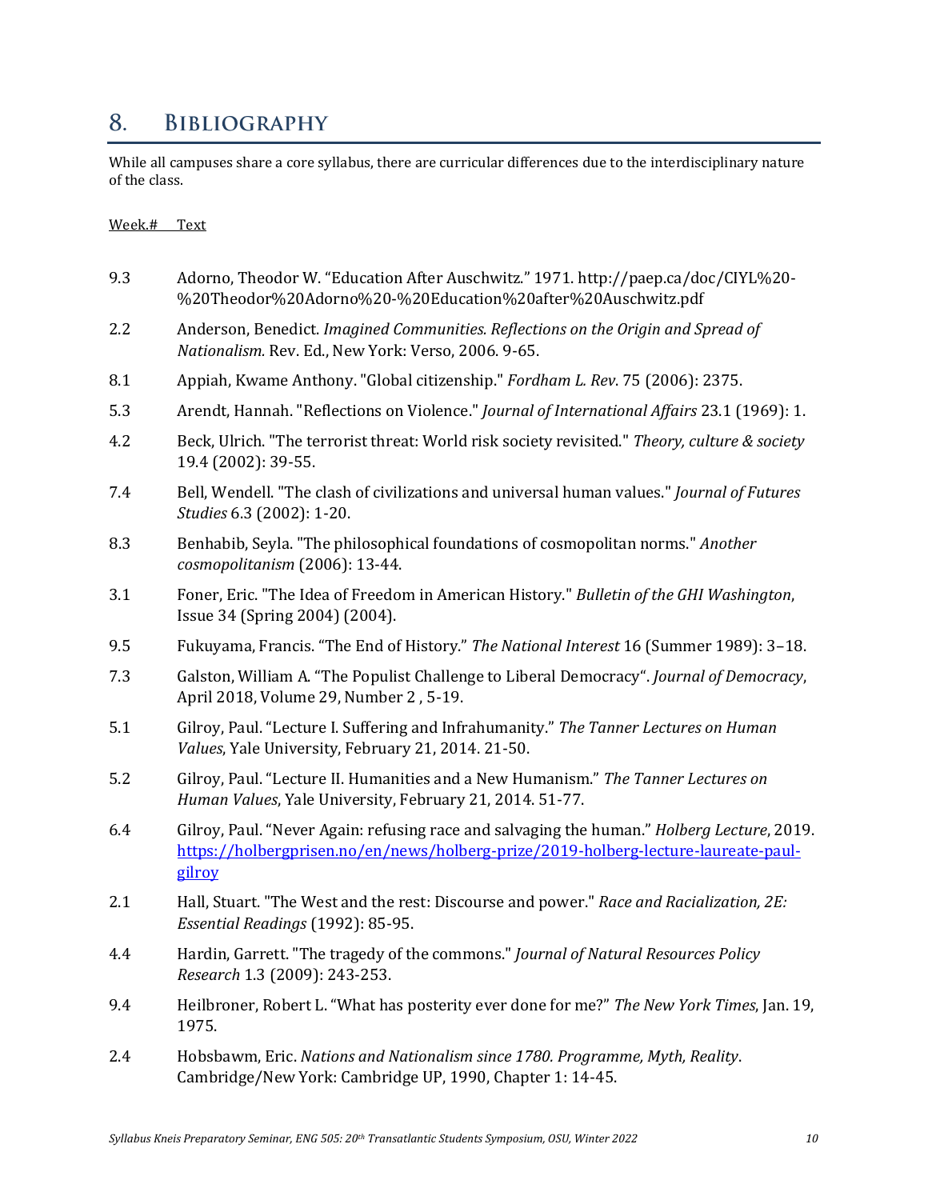## 8. Bibliography

While all campuses share a core syllabus, there are curricular differences due to the interdisciplinary nature of the class.

| Week.# | Text |
| --- | --- |
| 9.3 | Adorno, Theodor W. "Education After Auschwitz." 1971. http://paep.ca/doc/CIYL%20-%20Theodor%20Adorno%20-%20Education%20after%20Auschwitz.pdf |
| 2.2 | Anderson, Benedict. *Imagined Communities. Reflections on the Origin and Spread of Nationalism.* Rev. Ed., New York: Verso, 2006. 9-65. |
| 8.1 | Appiah, Kwame Anthony. "Global citizenship." *Fordham L. Rev.* 75 (2006): 2375. |
| 5.3 | Arendt, Hannah. "Reflections on Violence." *Journal of International Affairs* 23.1 (1969): 1. |
| 4.2 | Beck, Ulrich. "The terrorist threat: World risk society revisited." *Theory, culture & society* 19.4 (2002): 39-55. |
| 7.4 | Bell, Wendell. "The clash of civilizations and universal human values." *Journal of Futures Studies* 6.3 (2002): 1-20. |
| 8.3 | Benhabib, Seyla. "The philosophical foundations of cosmopolitan norms." *Another cosmopolitanism* (2006): 13-44. |
| 3.1 | Foner, Eric. "The Idea of Freedom in American History." *Bulletin of the GHI Washington*, Issue 34 (Spring 2004) (2004). |
| 9.5 | Fukuyama, Francis. "The End of History." *The National Interest* 16 (Summer 1989): 3–18. |
| 7.3 | Galston, William A. "The Populist Challenge to Liberal Democracy". *Journal of Democracy*, April 2018, Volume 29, Number 2 , 5-19. |
| 5.1 | Gilroy, Paul. "Lecture I. Suffering and Infrahumanity." *The Tanner Lectures on Human Values*, Yale University, February 21, 2014. 21-50. |
| 5.2 | Gilroy, Paul. "Lecture II. Humanities and a New Humanism." *The Tanner Lectures on Human Values*, Yale University, February 21, 2014. 51-77. |
| 6.4 | Gilroy, Paul. "Never Again: refusing race and salvaging the human." *Holberg Lecture*, 2019. [https://holbergprisen.no/en/news/holberg-prize/2019-holberg-lecture-laureate-paul-gilroy](https://holbergprisen.no/en/news/holberg-prize/2019-holberg-lecture-laureate-paul-gilroy) |
| 2.1 | Hall, Stuart. "The West and the rest: Discourse and power." *Race and Racialization, 2E: Essential Readings* (1992): 85-95. |
| 4.4 | Hardin, Garrett. "The tragedy of the commons." *Journal of Natural Resources Policy Research* 1.3 (2009): 243-253. |
| 9.4 | Heilbroner, Robert L. "What has posterity ever done for me?" *The New York Times*, Jan. 19, 1975. |
| 2.4 | Hobsbawm, Eric. *Nations and Nationalism since 1780. Programme, Myth, Reality*. Cambridge/New York: Cambridge UP, 1990, Chapter 1: 14-45. |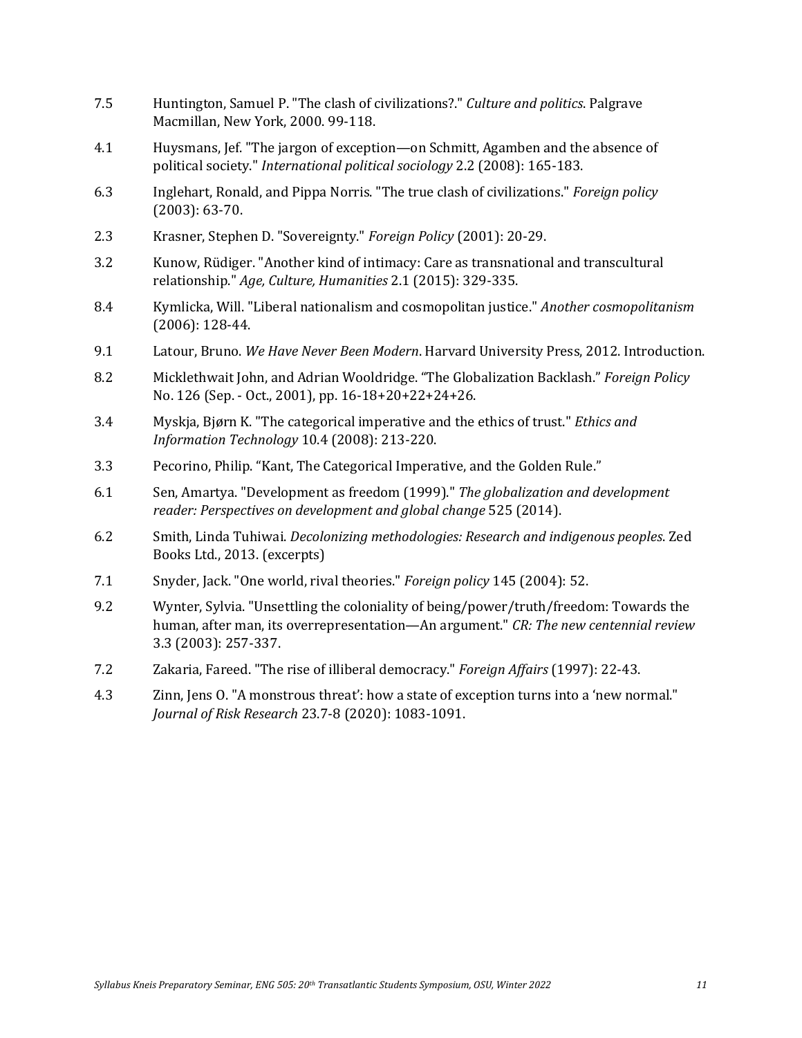7.5 Huntington, Samuel P. "The clash of civilizations?." *Culture and politics*. Palgrave Macmillan, New York, 2000. 99-118.

4.1 Huysmans, Jef. "The jargon of exception—on Schmitt, Agamben and the absence of political society." *International political sociology* 2.2 (2008): 165-183.

6.3 Inglehart, Ronald, and Pippa Norris. "The true clash of civilizations." *Foreign policy* (2003): 63-70.

2.3 Krasner, Stephen D. "Sovereignty." *Foreign Policy* (2001): 20-29.

3.2 Kunow, Rüdiger. "Another kind of intimacy: Care as transnational and transcultural relationship." *Age, Culture, Humanities* 2.1 (2015): 329-335.

8.4 Kymlicka, Will. "Liberal nationalism and cosmopolitan justice." *Another cosmopolitanism* (2006): 128-44.

9.1 Latour, Bruno. *We Have Never Been Modern*. Harvard University Press, 2012. Introduction.

8.2 Micklethwait John, and Adrian Wooldridge. "The Globalization Backlash." *Foreign Policy* No. 126 (Sep. - Oct., 2001), pp. 16-18+20+22+24+26.

3.4 Myskja, Bjørn K. "The categorical imperative and the ethics of trust." *Ethics and Information Technology* 10.4 (2008): 213-220.

3.3 Pecorino, Philip. "Kant, The Categorical Imperative, and the Golden Rule."

6.1 Sen, Amartya. "Development as freedom (1999)." *The globalization and development reader: Perspectives on development and global change* 525 (2014).

6.2 Smith, Linda Tuhiwai. *Decolonizing methodologies: Research and indigenous peoples*. Zed Books Ltd., 2013. (excerpts)

7.1 Snyder, Jack. "One world, rival theories." *Foreign policy* 145 (2004): 52.

9.2 Wynter, Sylvia. "Unsettling the coloniality of being/power/truth/freedom: Towards the human, after man, its overrepresentation—An argument." *CR: The new centennial review* 3.3 (2003): 257-337.

7.2 Zakaria, Fareed. "The rise of illiberal democracy." *Foreign Affairs* (1997): 22-43.

4.3 Zinn, Jens O. "A monstrous threat': how a state of exception turns into a 'new normal." *Journal of Risk Research* 23.7-8 (2020): 1083-1091.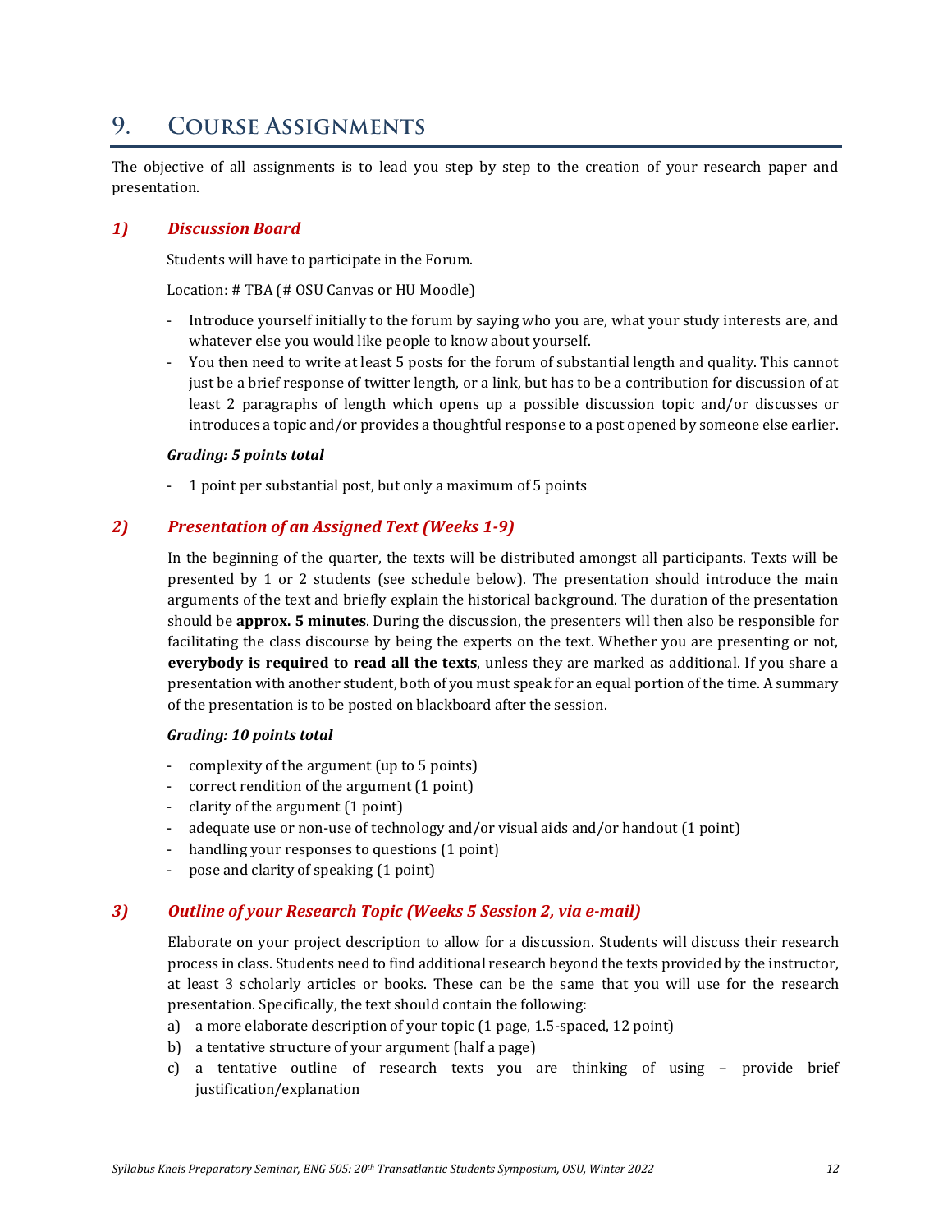# 9. Course Assignments

The objective of all assignments is to lead you step by step to the creation of your research paper and presentation.

### *1) Discussion Board*

Students will have to participate in the Forum.

Location: # TBA (# OSU Canvas or HU Moodle)

- Introduce yourself initially to the forum by saying who you are, what your study interests are, and whatever else you would like people to know about yourself.
- You then need to write at least 5 posts for the forum of substantial length and quality. This cannot just be a brief response of twitter length, or a link, but has to be a contribution for discussion of at least 2 paragraphs of length which opens up a possible discussion topic and/or discusses or introduces a topic and/or provides a thoughtful response to a post opened by someone else earlier.

***Grading: 5 points total***

- 1 point per substantial post, but only a maximum of 5 points

### *2) Presentation of an Assigned Text (Weeks 1-9)*

In the beginning of the quarter, the texts will be distributed amongst all participants. Texts will be presented by 1 or 2 students (see schedule below). The presentation should introduce the main arguments of the text and briefly explain the historical background. The duration of the presentation should be **approx. 5 minutes**. During the discussion, the presenters will then also be responsible for facilitating the class discourse by being the experts on the text. Whether you are presenting or not, **everybody is required to read all the texts**, unless they are marked as additional. If you share a presentation with another student, both of you must speak for an equal portion of the time. A summary of the presentation is to be posted on blackboard after the session.

***Grading: 10 points total***

- complexity of the argument (up to 5 points)
- correct rendition of the argument (1 point)
- clarity of the argument (1 point)
- adequate use or non-use of technology and/or visual aids and/or handout (1 point)
- handling your responses to questions (1 point)
- pose and clarity of speaking (1 point)

### *3) Outline of your Research Topic (Weeks 5 Session 2, via e-mail)*

Elaborate on your project description to allow for a discussion. Students will discuss their research process in class. Students need to find additional research beyond the texts provided by the instructor, at least 3 scholarly articles or books. These can be the same that you will use for the research presentation. Specifically, the text should contain the following:

a) a more elaborate description of your topic (1 page, 1.5-spaced, 12 point)
b) a tentative structure of your argument (half a page)
c) a tentative outline of research texts you are thinking of using – provide brief justification/explanation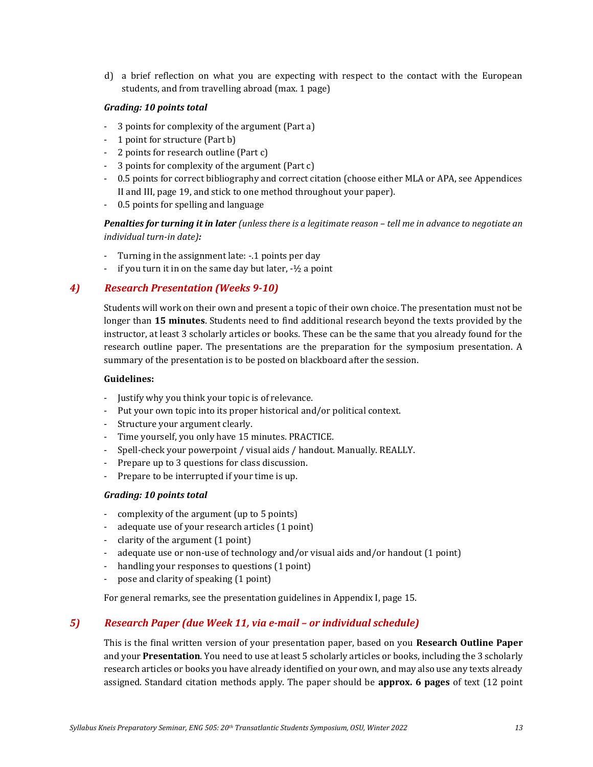d) a brief reflection on what you are expecting with respect to the contact with the European students, and from travelling abroad (max. 1 page)

***Grading: 10 points total***

- 3 points for complexity of the argument (Part a)
- 1 point for structure (Part b)
- 2 points for research outline (Part c)
- 3 points for complexity of the argument (Part c)
- 0.5 points for correct bibliography and correct citation (choose either MLA or APA, see Appendices II and III, page 19, and stick to one method throughout your paper).
- 0.5 points for spelling and language

***Penalties for turning it in later** (unless there is a legitimate reason – tell me in advance to negotiate an individual turn-in date)**:***

- Turning in the assignment late: -.1 points per day
- if you turn it in on the same day but later, -½ a point

### *4) Research Presentation (Weeks 9-10)*

Students will work on their own and present a topic of their own choice. The presentation must not be longer than **15 minutes**. Students need to find additional research beyond the texts provided by the instructor, at least 3 scholarly articles or books. These can be the same that you already found for the research outline paper. The presentations are the preparation for the symposium presentation. A summary of the presentation is to be posted on blackboard after the session.

**Guidelines:**

- Justify why you think your topic is of relevance.
- Put your own topic into its proper historical and/or political context.
- Structure your argument clearly.
- Time yourself, you only have 15 minutes. PRACTICE.
- Spell-check your powerpoint / visual aids / handout. Manually. REALLY.
- Prepare up to 3 questions for class discussion.
- Prepare to be interrupted if your time is up.

***Grading: 10 points total***

- complexity of the argument (up to 5 points)
- adequate use of your research articles (1 point)
- clarity of the argument (1 point)
- adequate use or non-use of technology and/or visual aids and/or handout (1 point)
- handling your responses to questions (1 point)
- pose and clarity of speaking (1 point)

For general remarks, see the presentation guidelines in Appendix I, page 15.

### *5) Research Paper (due Week 11, via e-mail – or individual schedule)*

This is the final written version of your presentation paper, based on you **Research Outline Paper** and your **Presentation**. You need to use at least 5 scholarly articles or books, including the 3 scholarly research articles or books you have already identified on your own, and may also use any texts already assigned. Standard citation methods apply. The paper should be **approx. 6 pages** of text (12 point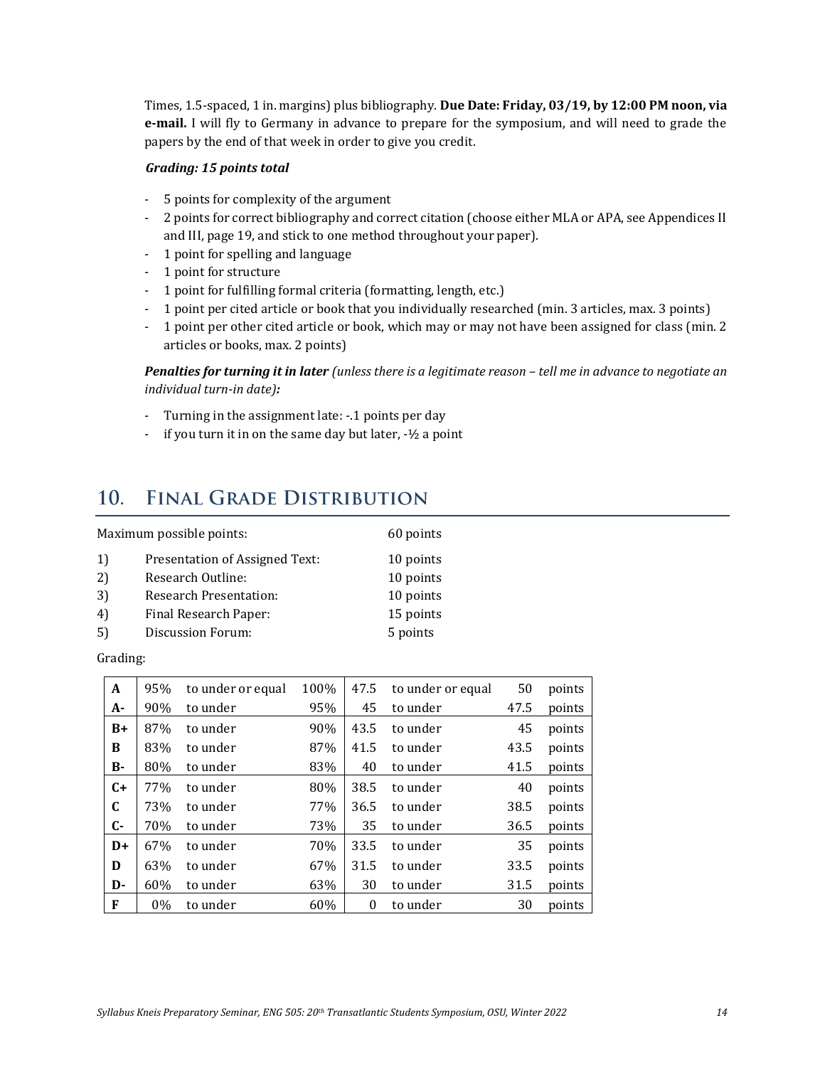Times, 1.5-spaced, 1 in. margins) plus bibliography. **Due Date: Friday, 03/19, by 12:00 PM noon, via e-mail.** I will fly to Germany in advance to prepare for the symposium, and will need to grade the papers by the end of that week in order to give you credit.

***Grading: 15 points total***

- 5 points for complexity of the argument
- 2 points for correct bibliography and correct citation (choose either MLA or APA, see Appendices II and III, page 19, and stick to one method throughout your paper).
- 1 point for spelling and language
- 1 point for structure
- 1 point for fulfilling formal criteria (formatting, length, etc.)
- 1 point per cited article or book that you individually researched (min. 3 articles, max. 3 points)
- 1 point per other cited article or book, which may or may not have been assigned for class (min. 2 articles or books, max. 2 points)

***Penalties for turning it in later*** *(unless there is a legitimate reason – tell me in advance to negotiate an individual turn-in date)**:***

- Turning in the assignment late: -.1 points per day
- if you turn it in on the same day but later, -½ a point

## 10. Final Grade Distribution

Maximum possible points: 60 points

1) Presentation of Assigned Text: 10 points
2) Research Outline: 10 points
3) Research Presentation: 10 points
4) Final Research Paper: 15 points
5) Discussion Forum: 5 points

Grading:

| Grade | | | | | | | |
|---|---|---|---|---|---|---|---|
| **A** | 95% | to under or equal | 100% | 47.5 | to under or equal | 50 | points |
| **A-** | 90% | to under | 95% | 45 | to under | 47.5 | points |
| **B+** | 87% | to under | 90% | 43.5 | to under | 45 | points |
| **B** | 83% | to under | 87% | 41.5 | to under | 43.5 | points |
| **B-** | 80% | to under | 83% | 40 | to under | 41.5 | points |
| **C+** | 77% | to under | 80% | 38.5 | to under | 40 | points |
| **C** | 73% | to under | 77% | 36.5 | to under | 38.5 | points |
| **C-** | 70% | to under | 73% | 35 | to under | 36.5 | points |
| **D+** | 67% | to under | 70% | 33.5 | to under | 35 | points |
| **D** | 63% | to under | 67% | 31.5 | to under | 33.5 | points |
| **D-** | 60% | to under | 63% | 30 | to under | 31.5 | points |
| **F** | 0% | to under | 60% | 0 | to under | 30 | points |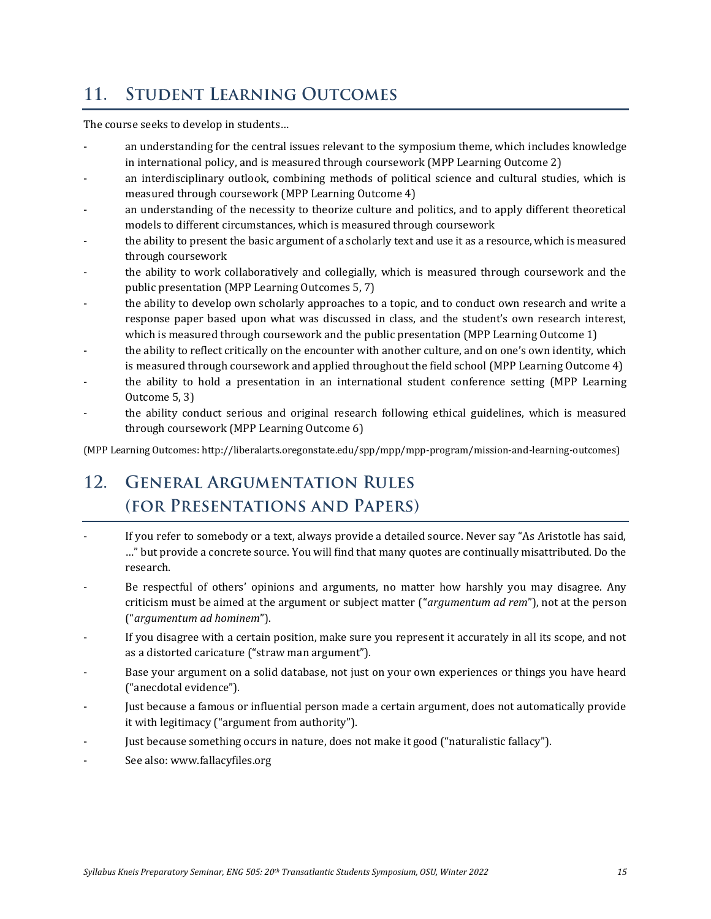## 11. Student Learning Outcomes

The course seeks to develop in students…

- an understanding for the central issues relevant to the symposium theme, which includes knowledge in international policy, and is measured through coursework (MPP Learning Outcome 2)
- an interdisciplinary outlook, combining methods of political science and cultural studies, which is measured through coursework (MPP Learning Outcome 4)
- an understanding of the necessity to theorize culture and politics, and to apply different theoretical models to different circumstances, which is measured through coursework
- the ability to present the basic argument of a scholarly text and use it as a resource, which is measured through coursework
- the ability to work collaboratively and collegially, which is measured through coursework and the public presentation (MPP Learning Outcomes 5, 7)
- the ability to develop own scholarly approaches to a topic, and to conduct own research and write a response paper based upon what was discussed in class, and the student's own research interest, which is measured through coursework and the public presentation (MPP Learning Outcome 1)
- the ability to reflect critically on the encounter with another culture, and on one's own identity, which is measured through coursework and applied throughout the field school (MPP Learning Outcome 4)
- the ability to hold a presentation in an international student conference setting (MPP Learning Outcome 5, 3)
- the ability conduct serious and original research following ethical guidelines, which is measured through coursework (MPP Learning Outcome 6)

(MPP Learning Outcomes: http://liberalarts.oregonstate.edu/spp/mpp/mpp-program/mission-and-learning-outcomes)

## 12. General Argumentation Rules (for Presentations and Papers)

- If you refer to somebody or a text, always provide a detailed source. Never say "As Aristotle has said, …" but provide a concrete source. You will find that many quotes are continually misattributed. Do the research.
- Be respectful of others' opinions and arguments, no matter how harshly you may disagree. Any criticism must be aimed at the argument or subject matter ("*argumentum ad rem*"), not at the person ("*argumentum ad hominem*").
- If you disagree with a certain position, make sure you represent it accurately in all its scope, and not as a distorted caricature ("straw man argument").
- Base your argument on a solid database, not just on your own experiences or things you have heard ("anecdotal evidence").
- Just because a famous or influential person made a certain argument, does not automatically provide it with legitimacy ("argument from authority").
- Just because something occurs in nature, does not make it good ("naturalistic fallacy").
- See also: www.fallacyfiles.org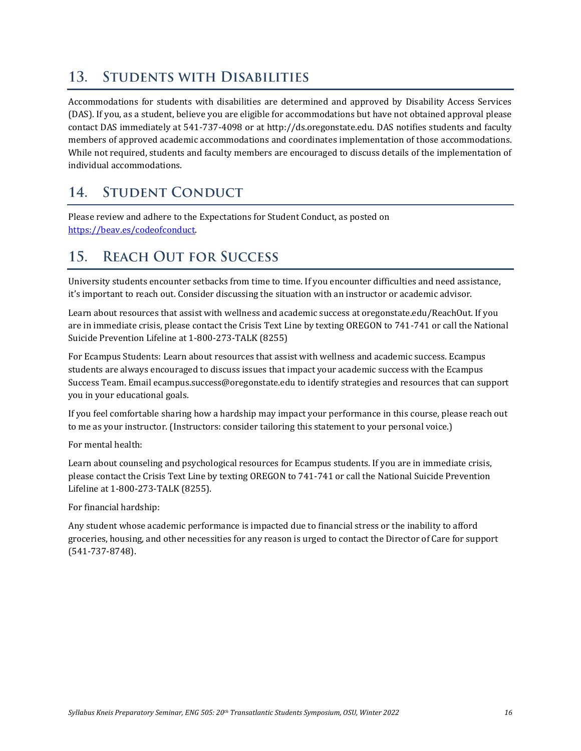## 13. Students with Disabilities

Accommodations for students with disabilities are determined and approved by Disability Access Services (DAS). If you, as a student, believe you are eligible for accommodations but have not obtained approval please contact DAS immediately at 541-737-4098 or at http://ds.oregonstate.edu. DAS notifies students and faculty members of approved academic accommodations and coordinates implementation of those accommodations. While not required, students and faculty members are encouraged to discuss details of the implementation of individual accommodations.

## 14. Student Conduct

Please review and adhere to the Expectations for Student Conduct, as posted on https://beav.es/codeofconduct.

## 15. Reach Out for Success

University students encounter setbacks from time to time. If you encounter difficulties and need assistance, it's important to reach out. Consider discussing the situation with an instructor or academic advisor.

Learn about resources that assist with wellness and academic success at oregonstate.edu/ReachOut. If you are in immediate crisis, please contact the Crisis Text Line by texting OREGON to 741-741 or call the National Suicide Prevention Lifeline at 1-800-273-TALK (8255)

For Ecampus Students: Learn about resources that assist with wellness and academic success. Ecampus students are always encouraged to discuss issues that impact your academic success with the Ecampus Success Team. Email ecampus.success@oregonstate.edu to identify strategies and resources that can support you in your educational goals.

If you feel comfortable sharing how a hardship may impact your performance in this course, please reach out to me as your instructor. (Instructors: consider tailoring this statement to your personal voice.)

For mental health:

Learn about counseling and psychological resources for Ecampus students. If you are in immediate crisis, please contact the Crisis Text Line by texting OREGON to 741-741 or call the National Suicide Prevention Lifeline at 1-800-273-TALK (8255).

For financial hardship:

Any student whose academic performance is impacted due to financial stress or the inability to afford groceries, housing, and other necessities for any reason is urged to contact the Director of Care for support (541-737-8748).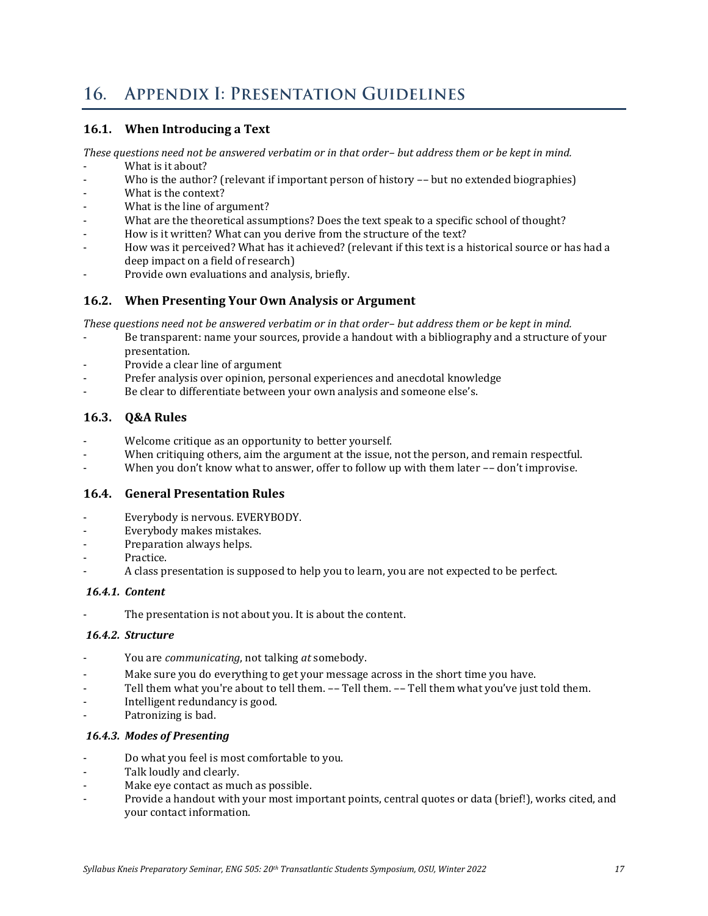# 16. Appendix I: Presentation Guidelines

## 16.1. When Introducing a Text

*These questions need not be answered verbatim or in that order– but address them or be kept in mind.*

- What is it about?
- Who is the author? (relevant if important person of history –– but no extended biographies)
- What is the context?
- What is the line of argument?
- What are the theoretical assumptions? Does the text speak to a specific school of thought?
- How is it written? What can you derive from the structure of the text?
- How was it perceived? What has it achieved? (relevant if this text is a historical source or has had a deep impact on a field of research)
- Provide own evaluations and analysis, briefly.

## 16.2. When Presenting Your Own Analysis or Argument

*These questions need not be answered verbatim or in that order– but address them or be kept in mind.*

- Be transparent: name your sources, provide a handout with a bibliography and a structure of your presentation.
- Provide a clear line of argument
- Prefer analysis over opinion, personal experiences and anecdotal knowledge
- Be clear to differentiate between your own analysis and someone else's.

## 16.3. Q&A Rules

- Welcome critique as an opportunity to better yourself.
- When critiquing others, aim the argument at the issue, not the person, and remain respectful.
- When you don't know what to answer, offer to follow up with them later –– don't improvise.

## 16.4. General Presentation Rules

- Everybody is nervous. EVERYBODY.
- Everybody makes mistakes.
- Preparation always helps.
- Practice.
- A class presentation is supposed to help you to learn, you are not expected to be perfect.

### *16.4.1. Content*

- The presentation is not about you. It is about the content.

### *16.4.2. Structure*

- You are *communicating*, not talking *at* somebody.
- Make sure you do everything to get your message across in the short time you have.
- Tell them what you're about to tell them. –– Tell them. –– Tell them what you've just told them.
- Intelligent redundancy is good.
- Patronizing is bad.

### *16.4.3. Modes of Presenting*

- Do what you feel is most comfortable to you.
- Talk loudly and clearly.
- Make eye contact as much as possible.
- Provide a handout with your most important points, central quotes or data (brief!), works cited, and your contact information.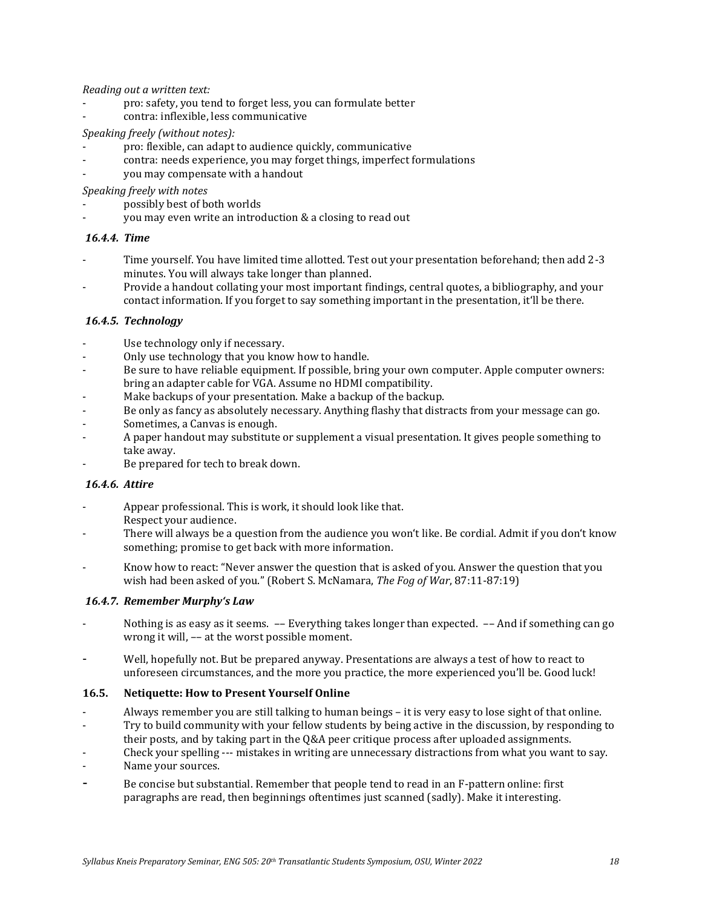*Reading out a written text:*

- pro: safety, you tend to forget less, you can formulate better
- contra: inflexible, less communicative

*Speaking freely (without notes):*

- pro: flexible, can adapt to audience quickly, communicative
- contra: needs experience, you may forget things, imperfect formulations
- you may compensate with a handout

*Speaking freely with notes*

- possibly best of both worlds
- you may even write an introduction & a closing to read out

#### *16.4.4. Time*

- Time yourself. You have limited time allotted. Test out your presentation beforehand; then add 2-3 minutes. You will always take longer than planned.
- Provide a handout collating your most important findings, central quotes, a bibliography, and your contact information. If you forget to say something important in the presentation, it'll be there.

#### *16.4.5. Technology*

- Use technology only if necessary.
- Only use technology that you know how to handle.
- Be sure to have reliable equipment. If possible, bring your own computer. Apple computer owners: bring an adapter cable for VGA. Assume no HDMI compatibility.
- Make backups of your presentation. Make a backup of the backup.
- Be only as fancy as absolutely necessary. Anything flashy that distracts from your message can go.
- Sometimes, a Canvas is enough.
- A paper handout may substitute or supplement a visual presentation. It gives people something to take away.
- Be prepared for tech to break down.

#### *16.4.6. Attire*

- Appear professional. This is work, it should look like that.
  Respect your audience.
- There will always be a question from the audience you won't like. Be cordial. Admit if you don't know something; promise to get back with more information.
- Know how to react: "Never answer the question that is asked of you. Answer the question that you wish had been asked of you." (Robert S. McNamara, *The Fog of War*, 87:11-87:19)

#### *16.4.7. Remember Murphy's Law*

- Nothing is as easy as it seems. –– Everything takes longer than expected. –– And if something can go wrong it will, –– at the worst possible moment.
- Well, hopefully not. But be prepared anyway. Presentations are always a test of how to react to unforeseen circumstances, and the more you practice, the more experienced you'll be. Good luck!

### **16.5. Netiquette: How to Present Yourself Online**

- Always remember you are still talking to human beings – it is very easy to lose sight of that online.
- Try to build community with your fellow students by being active in the discussion, by responding to their posts, and by taking part in the Q&A peer critique process after uploaded assignments.
- Check your spelling --- mistakes in writing are unnecessary distractions from what you want to say.
- Name your sources.
- Be concise but substantial. Remember that people tend to read in an F-pattern online: first paragraphs are read, then beginnings oftentimes just scanned (sadly). Make it interesting.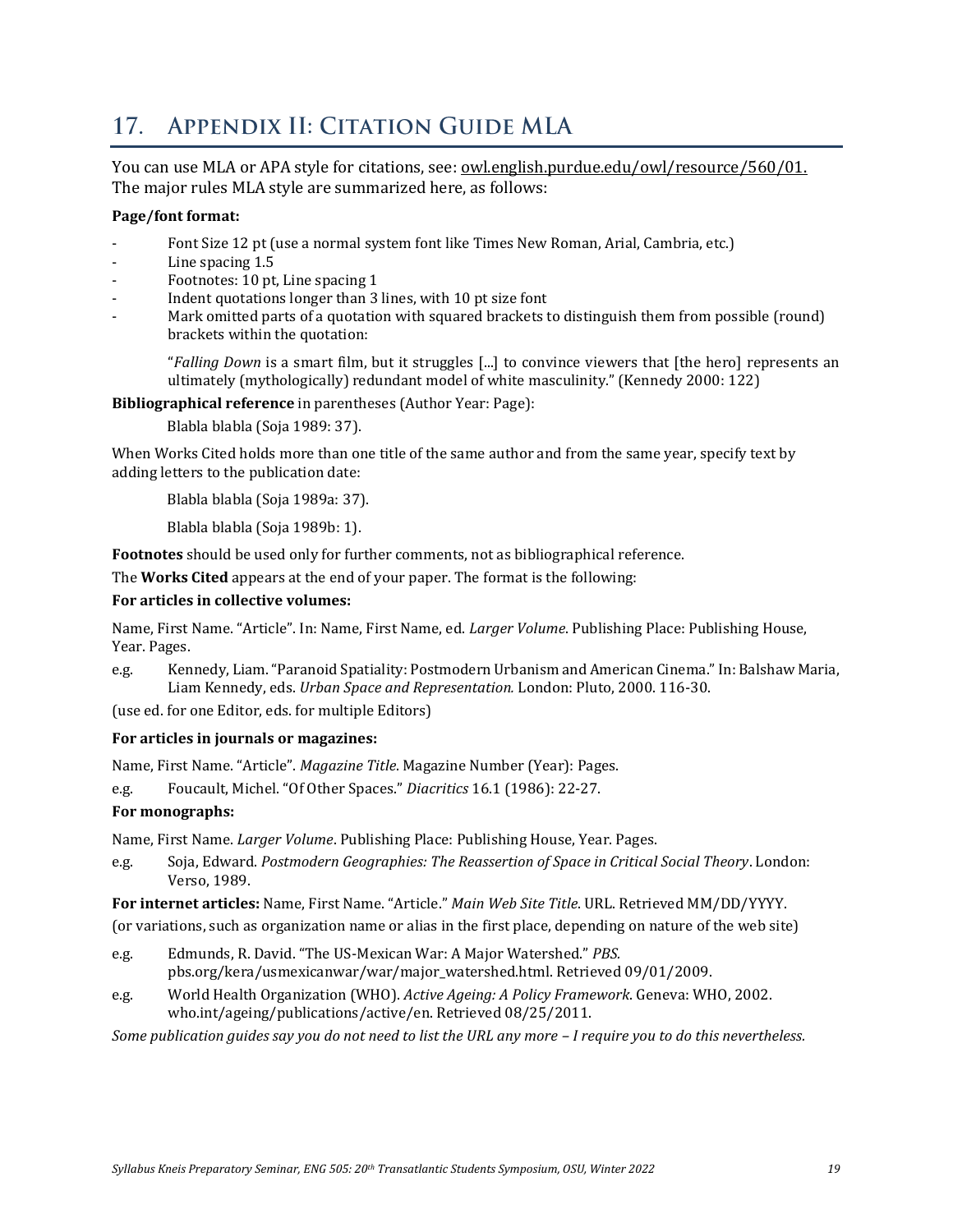# 17. Appendix II: Citation Guide MLA

You can use MLA or APA style for citations, see: owl.english.purdue.edu/owl/resource/560/01. The major rules MLA style are summarized here, as follows:

**Page/font format:**

- Font Size 12 pt (use a normal system font like Times New Roman, Arial, Cambria, etc.)
- Line spacing 1.5
- Footnotes: 10 pt, Line spacing 1
- Indent quotations longer than 3 lines, with 10 pt size font
- Mark omitted parts of a quotation with squared brackets to distinguish them from possible (round) brackets within the quotation:

  "*Falling Down* is a smart film, but it struggles [...] to convince viewers that [the hero] represents an ultimately (mythologically) redundant model of white masculinity." (Kennedy 2000: 122)

**Bibliographical reference** in parentheses (Author Year: Page):

  Blabla blabla (Soja 1989: 37).

When Works Cited holds more than one title of the same author and from the same year, specify text by adding letters to the publication date:

  Blabla blabla (Soja 1989a: 37).

  Blabla blabla (Soja 1989b: 1).

**Footnotes** should be used only for further comments, not as bibliographical reference.

The **Works Cited** appears at the end of your paper. The format is the following:

**For articles in collective volumes:**

Name, First Name. "Article". In: Name, First Name, ed. *Larger Volume*. Publishing Place: Publishing House, Year. Pages.

e.g. Kennedy, Liam. "Paranoid Spatiality: Postmodern Urbanism and American Cinema." In: Balshaw Maria, Liam Kennedy, eds. *Urban Space and Representation.* London: Pluto, 2000. 116-30.

(use ed. for one Editor, eds. for multiple Editors)

**For articles in journals or magazines:**

Name, First Name. "Article". *Magazine Title*. Magazine Number (Year): Pages.

e.g. Foucault, Michel. "Of Other Spaces." *Diacritics* 16.1 (1986): 22-27.

**For monographs:**

Name, First Name. *Larger Volume*. Publishing Place: Publishing House, Year. Pages.

e.g. Soja, Edward. *Postmodern Geographies: The Reassertion of Space in Critical Social Theory*. London: Verso, 1989.

**For internet articles:** Name, First Name. "Article." *Main Web Site Title*. URL. Retrieved MM/DD/YYYY.

(or variations, such as organization name or alias in the first place, depending on nature of the web site)

e.g. Edmunds, R. David. "The US-Mexican War: A Major Watershed." *PBS.* pbs.org/kera/usmexicanwar/war/major_watershed.html. Retrieved 09/01/2009.

e.g. World Health Organization (WHO). *Active Ageing: A Policy Framework*. Geneva: WHO, 2002. who.int/ageing/publications/active/en. Retrieved 08/25/2011.

*Some publication guides say you do not need to list the URL any more – I require you to do this nevertheless.*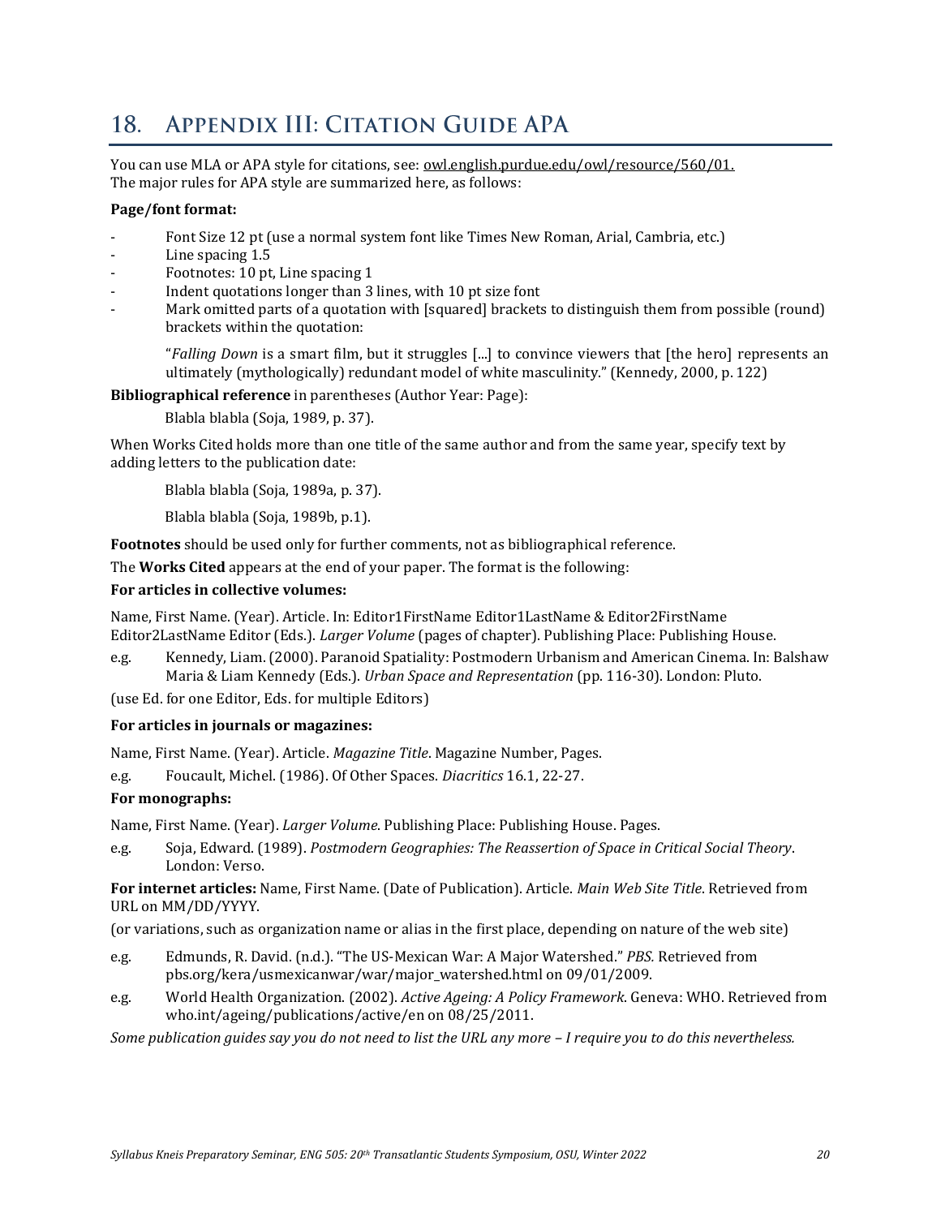# 18. Appendix III: Citation Guide APA

You can use MLA or APA style for citations, see: owl.english.purdue.edu/owl/resource/560/01.
The major rules for APA style are summarized here, as follows:

**Page/font format:**

- Font Size 12 pt (use a normal system font like Times New Roman, Arial, Cambria, etc.)
- Line spacing 1.5
- Footnotes: 10 pt, Line spacing 1
- Indent quotations longer than 3 lines, with 10 pt size font
- Mark omitted parts of a quotation with [squared] brackets to distinguish them from possible (round) brackets within the quotation:

> "*Falling Down* is a smart film, but it struggles [...] to convince viewers that [the hero] represents an ultimately (mythologically) redundant model of white masculinity." (Kennedy, 2000, p. 122)

**Bibliographical reference** in parentheses (Author Year: Page):

> Blabla blabla (Soja, 1989, p. 37).

When Works Cited holds more than one title of the same author and from the same year, specify text by adding letters to the publication date:

> Blabla blabla (Soja, 1989a, p. 37).
>
> Blabla blabla (Soja, 1989b, p.1).

**Footnotes** should be used only for further comments, not as bibliographical reference.

The **Works Cited** appears at the end of your paper. The format is the following:

**For articles in collective volumes:**

Name, First Name. (Year). Article. In: Editor1FirstName Editor1LastName & Editor2FirstName Editor2LastName Editor (Eds.). *Larger Volume* (pages of chapter). Publishing Place: Publishing House.

e.g. Kennedy, Liam. (2000). Paranoid Spatiality: Postmodern Urbanism and American Cinema. In: Balshaw Maria & Liam Kennedy (Eds.). *Urban Space and Representation* (pp. 116-30). London: Pluto.

(use Ed. for one Editor, Eds. for multiple Editors)

**For articles in journals or magazines:**

Name, First Name. (Year). Article. *Magazine Title*. Magazine Number, Pages.

e.g. Foucault, Michel. (1986). Of Other Spaces. *Diacritics* 16.1, 22-27.

**For monographs:**

Name, First Name. (Year). *Larger Volume*. Publishing Place: Publishing House. Pages.

e.g. Soja, Edward. (1989). *Postmodern Geographies: The Reassertion of Space in Critical Social Theory*. London: Verso.

**For internet articles:** Name, First Name. (Date of Publication). Article. *Main Web Site Title*. Retrieved from URL on MM/DD/YYYY.

(or variations, such as organization name or alias in the first place, depending on nature of the web site)

e.g. Edmunds, R. David. (n.d.). "The US-Mexican War: A Major Watershed." *PBS.* Retrieved from pbs.org/kera/usmexicanwar/war/major_watershed.html on 09/01/2009.

e.g. World Health Organization. (2002). *Active Ageing: A Policy Framework*. Geneva: WHO. Retrieved from who.int/ageing/publications/active/en on 08/25/2011.

*Some publication guides say you do not need to list the URL any more – I require you to do this nevertheless.*